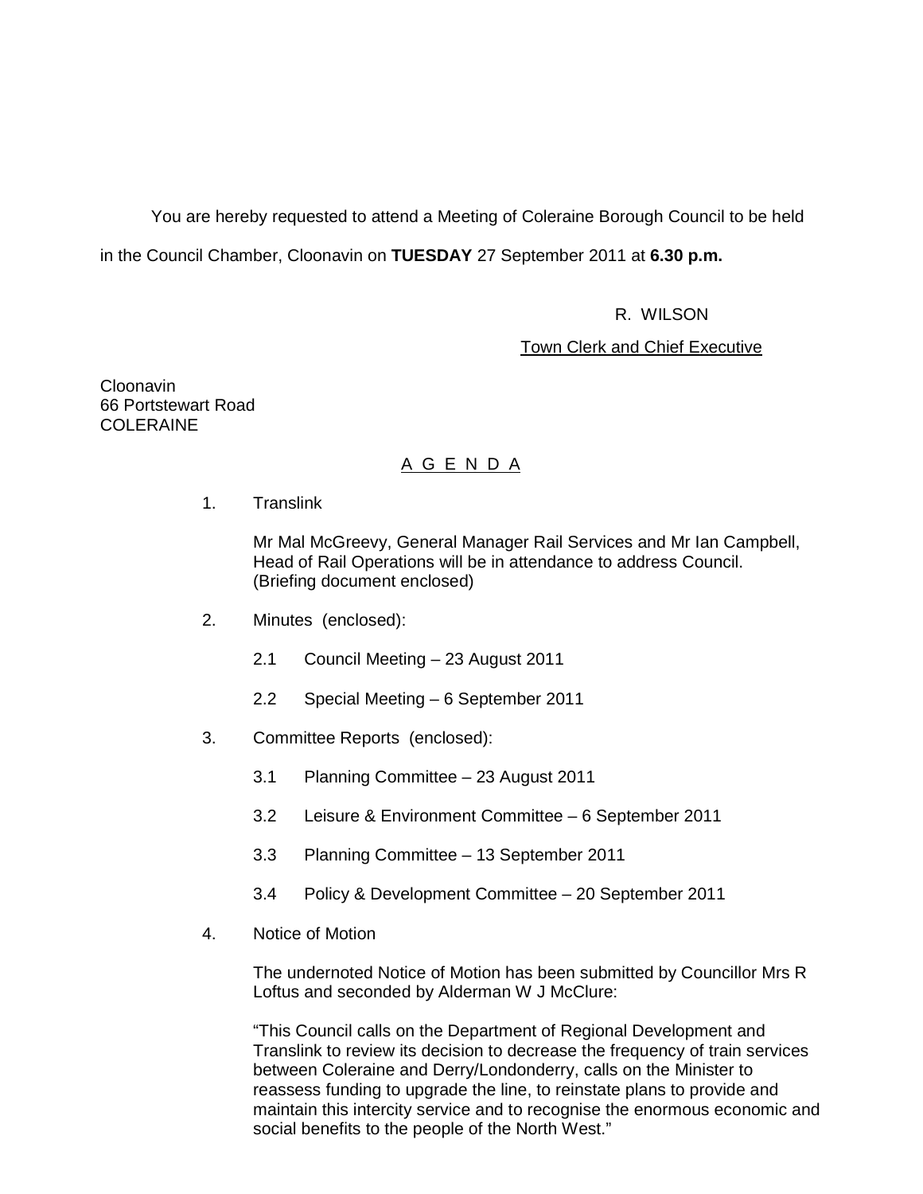You are hereby requested to attend a Meeting of Coleraine Borough Council to be held in the Council Chamber, Cloonavin on **TUESDAY** 27 September 2011 at **6.30 p.m.**

R. WILSON

Town Clerk and Chief Executive

Cloonavin
66 Portstewart Road
COLERAINE

## A G E N D A

1. Translink

   Mr Mal McGreevy, General Manager Rail Services and Mr Ian Campbell, Head of Rail Operations will be in attendance to address Council. (Briefing document enclosed)

2. Minutes (enclosed):

   2.1 Council Meeting – 23 August 2011

   2.2 Special Meeting – 6 September 2011

3. Committee Reports (enclosed):

   3.1 Planning Committee – 23 August 2011

   3.2 Leisure & Environment Committee – 6 September 2011

   3.3 Planning Committee – 13 September 2011

   3.4 Policy & Development Committee – 20 September 2011

4. Notice of Motion

   The undernoted Notice of Motion has been submitted by Councillor Mrs R Loftus and seconded by Alderman W J McClure:

   "This Council calls on the Department of Regional Development and Translink to review its decision to decrease the frequency of train services between Coleraine and Derry/Londonderry, calls on the Minister to reassess funding to upgrade the line, to reinstate plans to provide and maintain this intercity service and to recognise the enormous economic and social benefits to the people of the North West."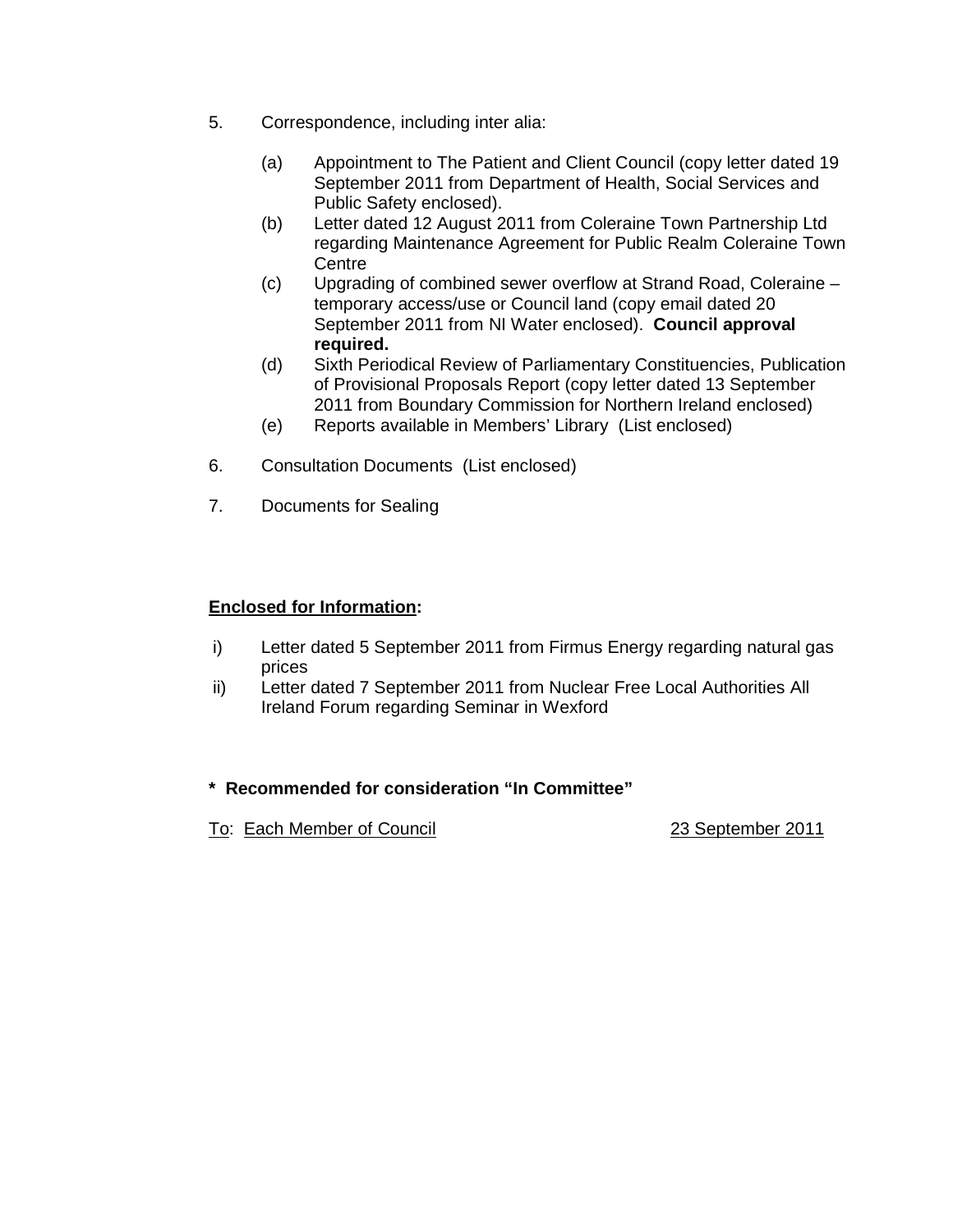5. Correspondence, including inter alia:

   (a) Appointment to The Patient and Client Council (copy letter dated 19 September 2011 from Department of Health, Social Services and Public Safety enclosed).
   (b) Letter dated 12 August 2011 from Coleraine Town Partnership Ltd regarding Maintenance Agreement for Public Realm Coleraine Town Centre
   (c) Upgrading of combined sewer overflow at Strand Road, Coleraine – temporary access/use or Council land (copy email dated 20 September 2011 from NI Water enclosed). **Council approval required.**
   (d) Sixth Periodical Review of Parliamentary Constituencies, Publication of Provisional Proposals Report (copy letter dated 13 September 2011 from Boundary Commission for Northern Ireland enclosed)
   (e) Reports available in Members' Library (List enclosed)

6. Consultation Documents (List enclosed)

7. Documents for Sealing

**<u>Enclosed for Information</u>:**

i) Letter dated 5 September 2011 from Firmus Energy regarding natural gas prices
ii) Letter dated 7 September 2011 from Nuclear Free Local Authorities All Ireland Forum regarding Seminar in Wexford

**\* Recommended for consideration "In Committee"**

<u>To</u>: <u>Each Member of Council</u> <u>23 September 2011</u>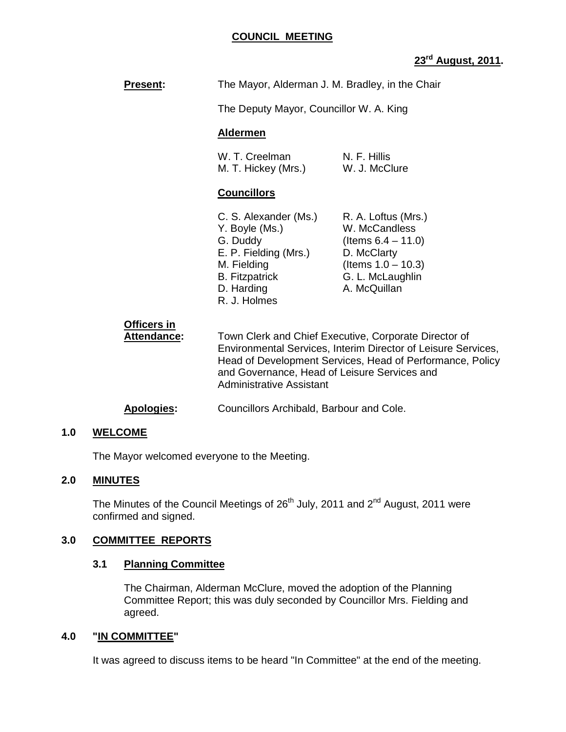# COUNCIL MEETING

**23rd August, 2011.**

**Present:** The Mayor, Alderman J. M. Bradley, in the Chair

The Deputy Mayor, Councillor W. A. King

**Aldermen**

| | |
|---|---|
| W. T. Creelman | N. F. Hillis |
| M. T. Hickey (Mrs.) | W. J. McClure |

**Councillors**

| | |
|---|---|
| C. S. Alexander (Ms.) | R. A. Loftus (Mrs.) |
| Y. Boyle (Ms.) | W. McCandless |
| G. Duddy | (Items 6.4 – 11.0) |
| E. P. Fielding (Mrs.) | D. McClarty |
| M. Fielding | (Items 1.0 – 10.3) |
| B. Fitzpatrick | G. L. McLaughlin |
| D. Harding | A. McQuillan |
| R. J. Holmes | |

**Officers in Attendance:** Town Clerk and Chief Executive, Corporate Director of Environmental Services, Interim Director of Leisure Services, Head of Development Services, Head of Performance, Policy and Governance, Head of Leisure Services and Administrative Assistant

**Apologies:** Councillors Archibald, Barbour and Cole.

## 1.0 WELCOME

The Mayor welcomed everyone to the Meeting.

## 2.0 MINUTES

The Minutes of the Council Meetings of 26th July, 2011 and 2nd August, 2011 were confirmed and signed.

## 3.0 COMMITTEE REPORTS

### 3.1 Planning Committee

The Chairman, Alderman McClure, moved the adoption of the Planning Committee Report; this was duly seconded by Councillor Mrs. Fielding and agreed.

## 4.0 "IN COMMITTEE"

It was agreed to discuss items to be heard "In Committee" at the end of the meeting.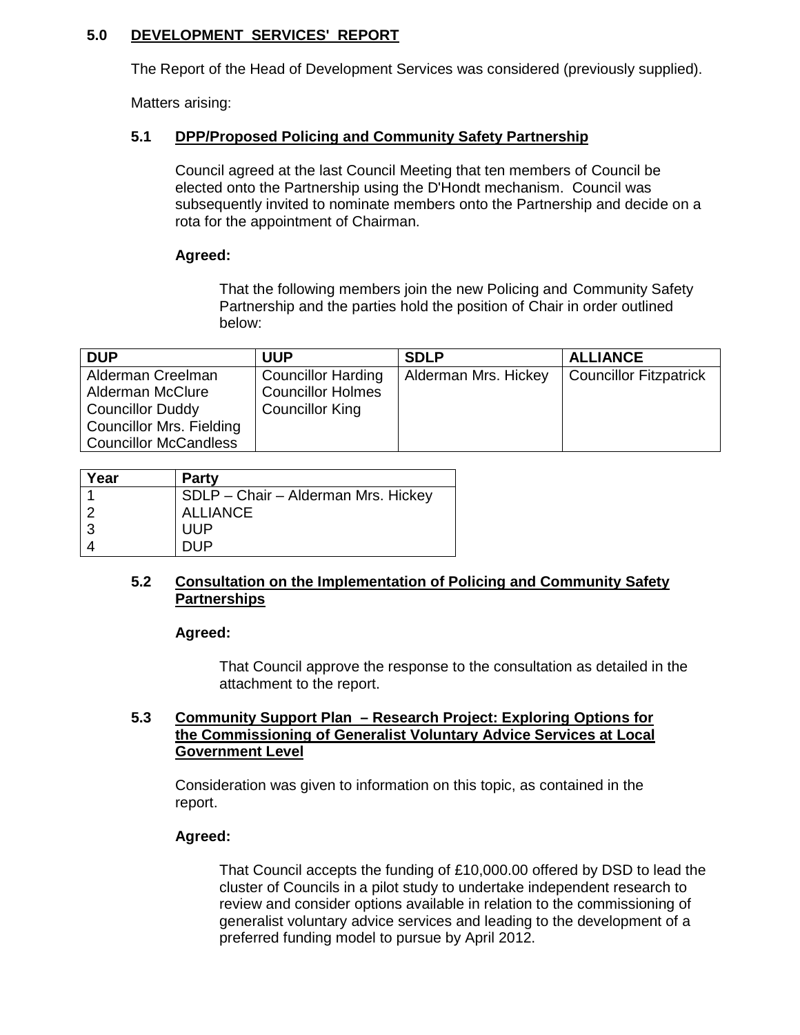## 5.0 DEVELOPMENT SERVICES' REPORT

The Report of the Head of Development Services was considered (previously supplied).

Matters arising:

### 5.1 DPP/Proposed Policing and Community Safety Partnership

Council agreed at the last Council Meeting that ten members of Council be elected onto the Partnership using the D'Hondt mechanism. Council was subsequently invited to nominate members onto the Partnership and decide on a rota for the appointment of Chairman.

**Agreed:**

That the following members join the new Policing and Community Safety Partnership and the parties hold the position of Chair in order outlined below:

| DUP | UUP | SDLP | ALLIANCE |
|---|---|---|---|
| Alderman Creelman<br>Alderman McClure<br>Councillor Duddy<br>Councillor Mrs. Fielding<br>Councillor McCandless | Councillor Harding<br>Councillor Holmes<br>Councillor King | Alderman Mrs. Hickey | Councillor Fitzpatrick |

| Year | Party |
|---|---|
| 1 | SDLP – Chair – Alderman Mrs. Hickey |
| 2 | ALLIANCE |
| 3 | UUP |
| 4 | DUP |

### 5.2 Consultation on the Implementation of Policing and Community Safety Partnerships

**Agreed:**

That Council approve the response to the consultation as detailed in the attachment to the report.

### 5.3 Community Support Plan – Research Project: Exploring Options for the Commissioning of Generalist Voluntary Advice Services at Local Government Level

Consideration was given to information on this topic, as contained in the report.

**Agreed:**

That Council accepts the funding of £10,000.00 offered by DSD to lead the cluster of Councils in a pilot study to undertake independent research to review and consider options available in relation to the commissioning of generalist voluntary advice services and leading to the development of a preferred funding model to pursue by April 2012.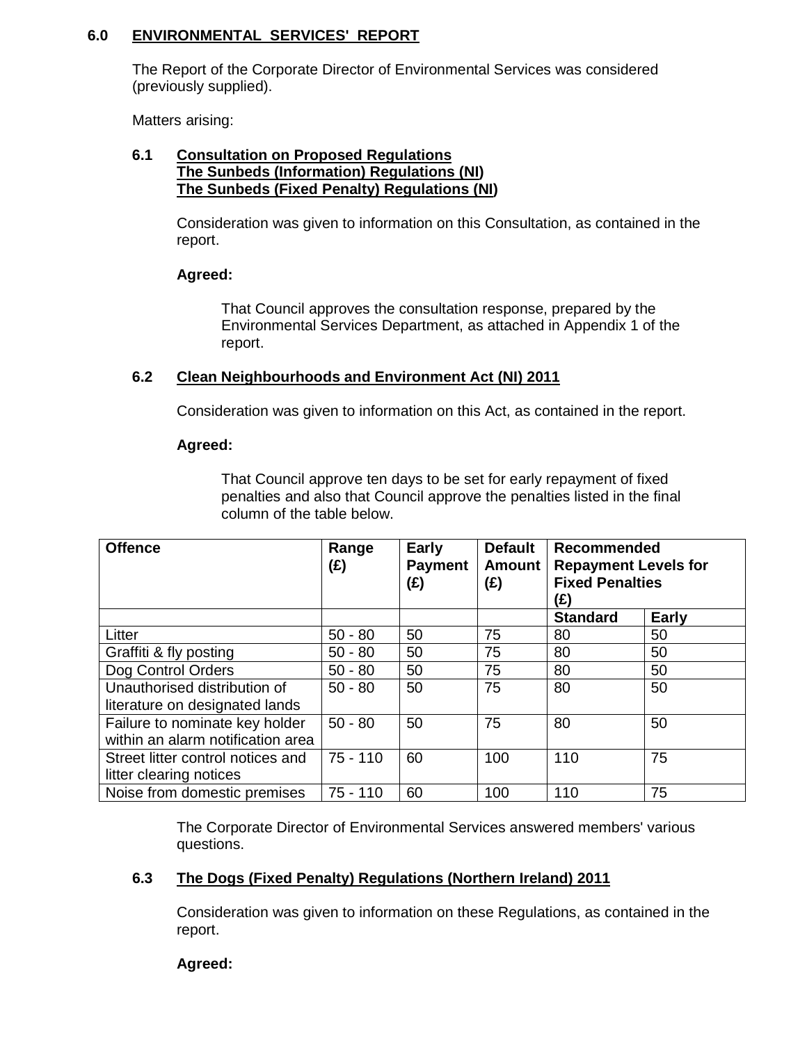## 6.0 ENVIRONMENTAL SERVICES' REPORT

The Report of the Corporate Director of Environmental Services was considered (previously supplied).

Matters arising:

### 6.1 Consultation on Proposed Regulations The Sunbeds (Information) Regulations (NI) The Sunbeds (Fixed Penalty) Regulations (NI)

Consideration was given to information on this Consultation, as contained in the report.

**Agreed:**

That Council approves the consultation response, prepared by the Environmental Services Department, as attached in Appendix 1 of the report.

### 6.2 Clean Neighbourhoods and Environment Act (NI) 2011

Consideration was given to information on this Act, as contained in the report.

**Agreed:**

That Council approve ten days to be set for early repayment of fixed penalties and also that Council approve the penalties listed in the final column of the table below.

| Offence | Range (£) | Early Payment (£) | Default Amount (£) | Recommended Repayment Levels for Fixed Penalties (£) | |
|---|---|---|---|---|---|
| | | | | **Standard** | **Early** |
| Litter | 50 - 80 | 50 | 75 | 80 | 50 |
| Graffiti & fly posting | 50 - 80 | 50 | 75 | 80 | 50 |
| Dog Control Orders | 50 - 80 | 50 | 75 | 80 | 50 |
| Unauthorised distribution of literature on designated lands | 50 - 80 | 50 | 75 | 80 | 50 |
| Failure to nominate key holder within an alarm notification area | 50 - 80 | 50 | 75 | 80 | 50 |
| Street litter control notices and litter clearing notices | 75 - 110 | 60 | 100 | 110 | 75 |
| Noise from domestic premises | 75 - 110 | 60 | 100 | 110 | 75 |

The Corporate Director of Environmental Services answered members' various questions.

### 6.3 The Dogs (Fixed Penalty) Regulations (Northern Ireland) 2011

Consideration was given to information on these Regulations, as contained in the report.

**Agreed:**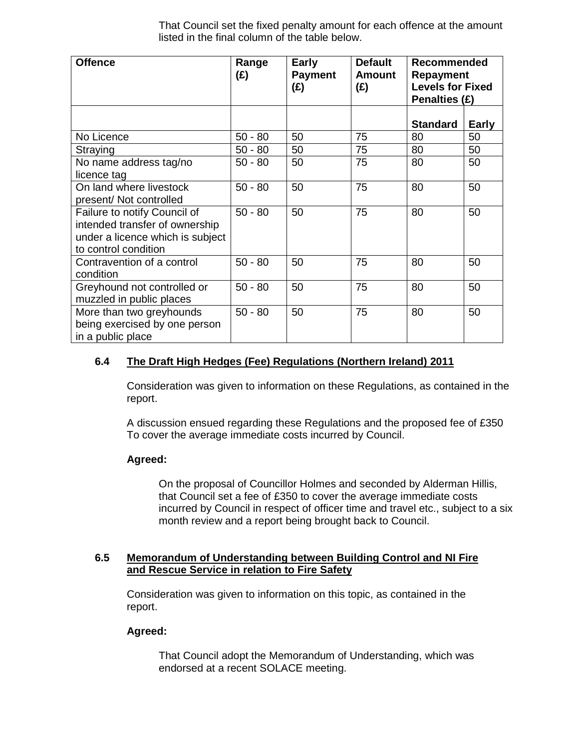That Council set the fixed penalty amount for each offence at the amount listed in the final column of the table below.

| Offence | Range (£) | Early Payment (£) | Default Amount (£) | Recommended Repayment Levels for Fixed Penalties (£) | |
|---|---|---|---|---|---|
| | | | | **Standard** | **Early** |
| No Licence | 50 - 80 | 50 | 75 | 80 | 50 |
| Straying | 50 - 80 | 50 | 75 | 80 | 50 |
| No name address tag/no licence tag | 50 - 80 | 50 | 75 | 80 | 50 |
| On land where livestock present/ Not controlled | 50 - 80 | 50 | 75 | 80 | 50 |
| Failure to notify Council of intended transfer of ownership under a licence which is subject to control condition | 50 - 80 | 50 | 75 | 80 | 50 |
| Contravention of a control condition | 50 - 80 | 50 | 75 | 80 | 50 |
| Greyhound not controlled or muzzled in public places | 50 - 80 | 50 | 75 | 80 | 50 |
| More than two greyhounds being exercised by one person in a public place | 50 - 80 | 50 | 75 | 80 | 50 |

### 6.4 The Draft High Hedges (Fee) Regulations (Northern Ireland) 2011

Consideration was given to information on these Regulations, as contained in the report.

A discussion ensued regarding these Regulations and the proposed fee of £350 To cover the average immediate costs incurred by Council.

**Agreed:**

On the proposal of Councillor Holmes and seconded by Alderman Hillis, that Council set a fee of £350 to cover the average immediate costs incurred by Council in respect of officer time and travel etc., subject to a six month review and a report being brought back to Council.

### 6.5 Memorandum of Understanding between Building Control and NI Fire and Rescue Service in relation to Fire Safety

Consideration was given to information on this topic, as contained in the report.

**Agreed:**

That Council adopt the Memorandum of Understanding, which was endorsed at a recent SOLACE meeting.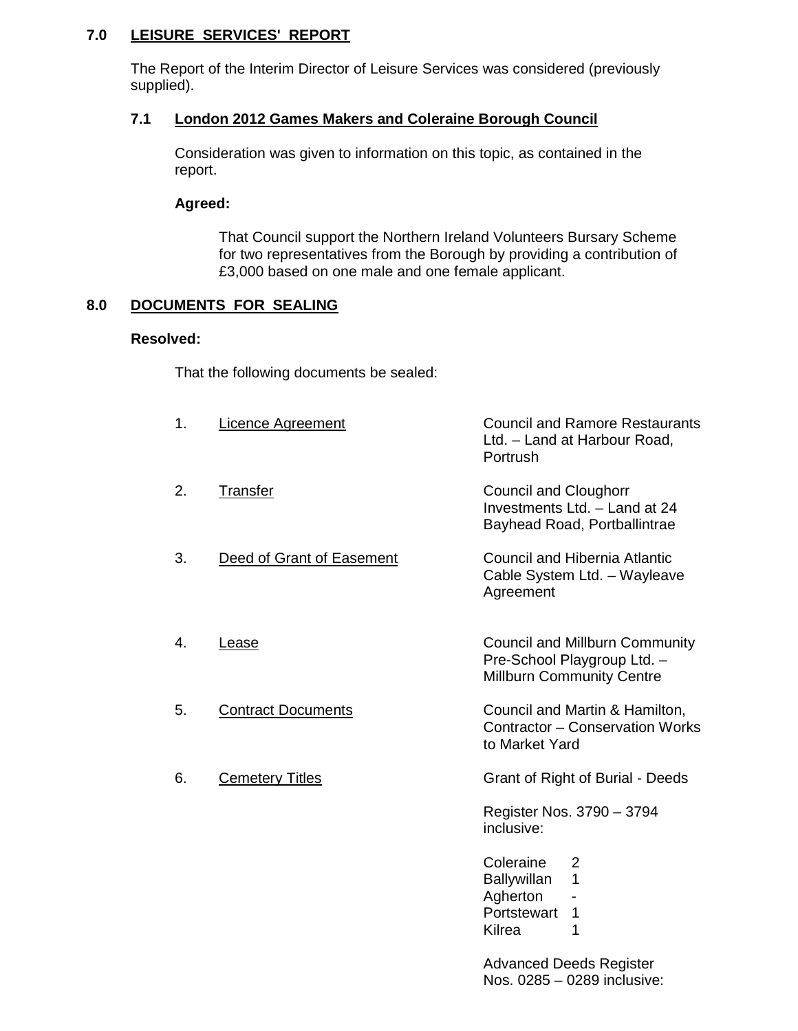## 7.0 LEISURE SERVICES' REPORT

The Report of the Interim Director of Leisure Services was considered (previously supplied).

### 7.1 London 2012 Games Makers and Coleraine Borough Council

Consideration was given to information on this topic, as contained in the report.

**Agreed:**

That Council support the Northern Ireland Volunteers Bursary Scheme for two representatives from the Borough by providing a contribution of £3,000 based on one male and one female applicant.

## 8.0 DOCUMENTS FOR SEALING

**Resolved:**

That the following documents be sealed:

1. Licence Agreement — Council and Ramore Restaurants Ltd. – Land at Harbour Road, Portrush

2. Transfer — Council and Cloughorr Investments Ltd. – Land at 24 Bayhead Road, Portballintrae

3. Deed of Grant of Easement — Council and Hibernia Atlantic Cable System Ltd. – Wayleave Agreement

4. Lease — Council and Millburn Community Pre-School Playgroup Ltd. – Millburn Community Centre

5. Contract Documents — Council and Martin & Hamilton, Contractor – Conservation Works to Market Yard

6. Cemetery Titles — Grant of Right of Burial - Deeds

   Register Nos. 3790 – 3794 inclusive:

   | | |
   |---|---|
   | Coleraine | 2 |
   | Ballywillan | 1 |
   | Agherton | - |
   | Portstewart | 1 |
   | Kilrea | 1 |

   Advanced Deeds Register Nos. 0285 – 0289 inclusive: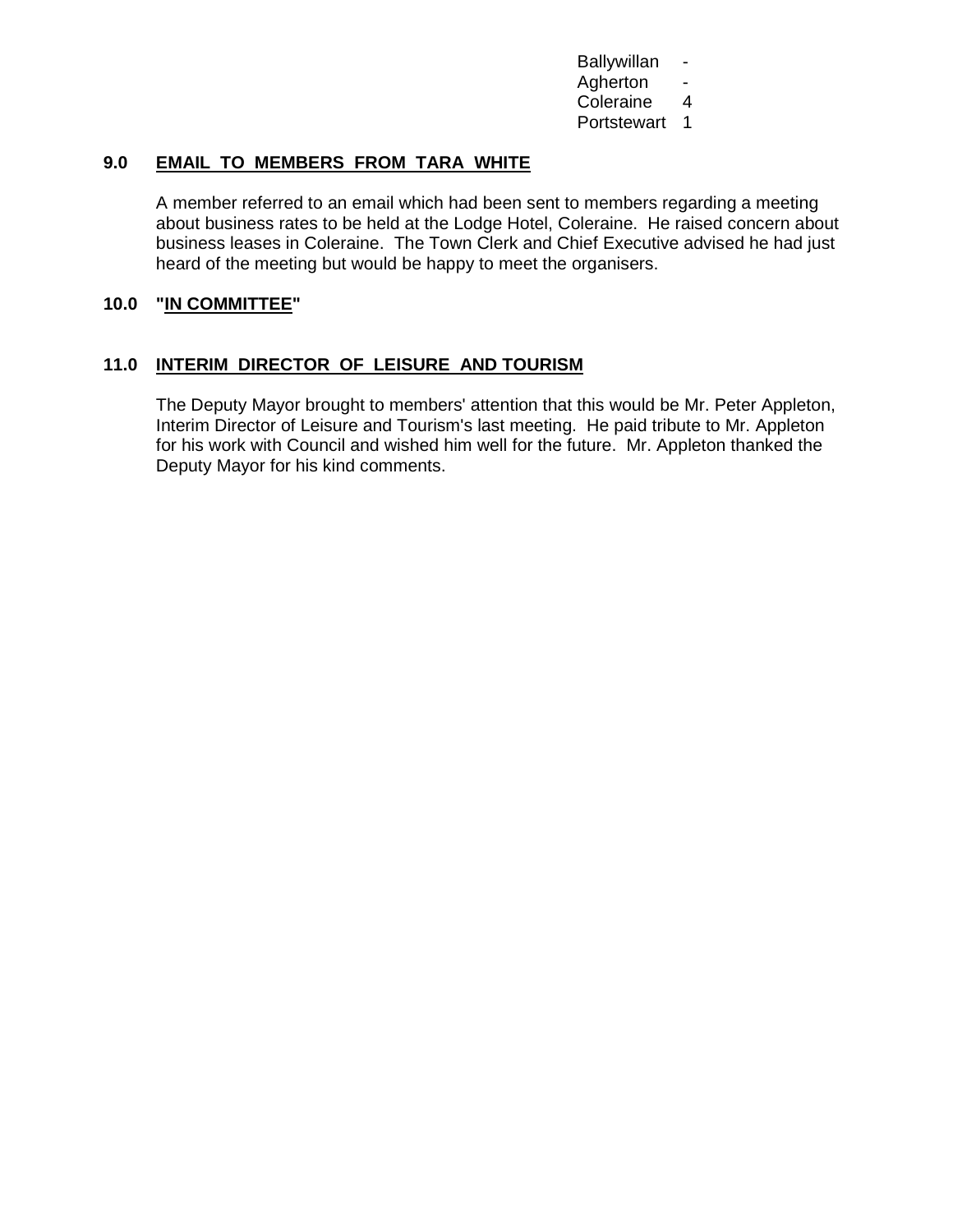| | |
|---|---|
| Ballywillan | - |
| Agherton | - |
| Coleraine | 4 |
| Portstewart | 1 |

**9.0 EMAIL TO MEMBERS FROM TARA WHITE**

A member referred to an email which had been sent to members regarding a meeting about business rates to be held at the Lodge Hotel, Coleraine. He raised concern about business leases in Coleraine. The Town Clerk and Chief Executive advised he had just heard of the meeting but would be happy to meet the organisers.

**10.0 "IN COMMITTEE"**

**11.0 INTERIM DIRECTOR OF LEISURE AND TOURISM**

The Deputy Mayor brought to members' attention that this would be Mr. Peter Appleton, Interim Director of Leisure and Tourism's last meeting. He paid tribute to Mr. Appleton for his work with Council and wished him well for the future. Mr. Appleton thanked the Deputy Mayor for his kind comments.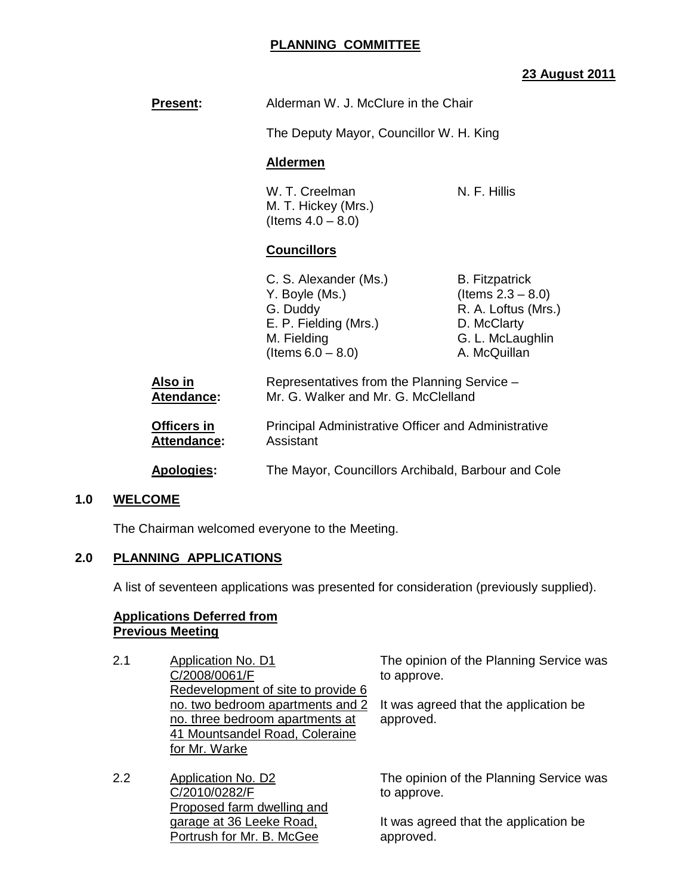**PLANNING COMMITTEE**

**23 August 2011**

**Present:** Alderman W. J. McClure in the Chair

The Deputy Mayor, Councillor W. H. King

**Aldermen**

W. T. Creelman
M. T. Hickey (Mrs.) (Items 4.0 – 8.0)
N. F. Hillis

**Councillors**

C. S. Alexander (Ms.)
Y. Boyle (Ms.)
G. Duddy
E. P. Fielding (Mrs.)
M. Fielding (Items 6.0 – 8.0)
B. Fitzpatrick (Items 2.3 – 8.0)
R. A. Loftus (Mrs.)
D. McClarty
G. L. McLaughlin
A. McQuillan

**Also in Atendance:** Representatives from the Planning Service – Mr. G. Walker and Mr. G. McClelland

**Officers in Attendance:** Principal Administrative Officer and Administrative Assistant

**Apologies:** The Mayor, Councillors Archibald, Barbour and Cole

## 1.0 WELCOME

The Chairman welcomed everyone to the Meeting.

## 2.0 PLANNING APPLICATIONS

A list of seventeen applications was presented for consideration (previously supplied).

**Applications Deferred from Previous Meeting**

2.1 Application No. D1
C/2008/0061/F
Redevelopment of site to provide 6 no. two bedroom apartments and 2 no. three bedroom apartments at 41 Mountsandel Road, Coleraine for Mr. Warke

The opinion of the Planning Service was to approve.

It was agreed that the application be approved.

2.2 Application No. D2
C/2010/0282/F
Proposed farm dwelling and garage at 36 Leeke Road, Portrush for Mr. B. McGee

The opinion of the Planning Service was to approve.

It was agreed that the application be approved.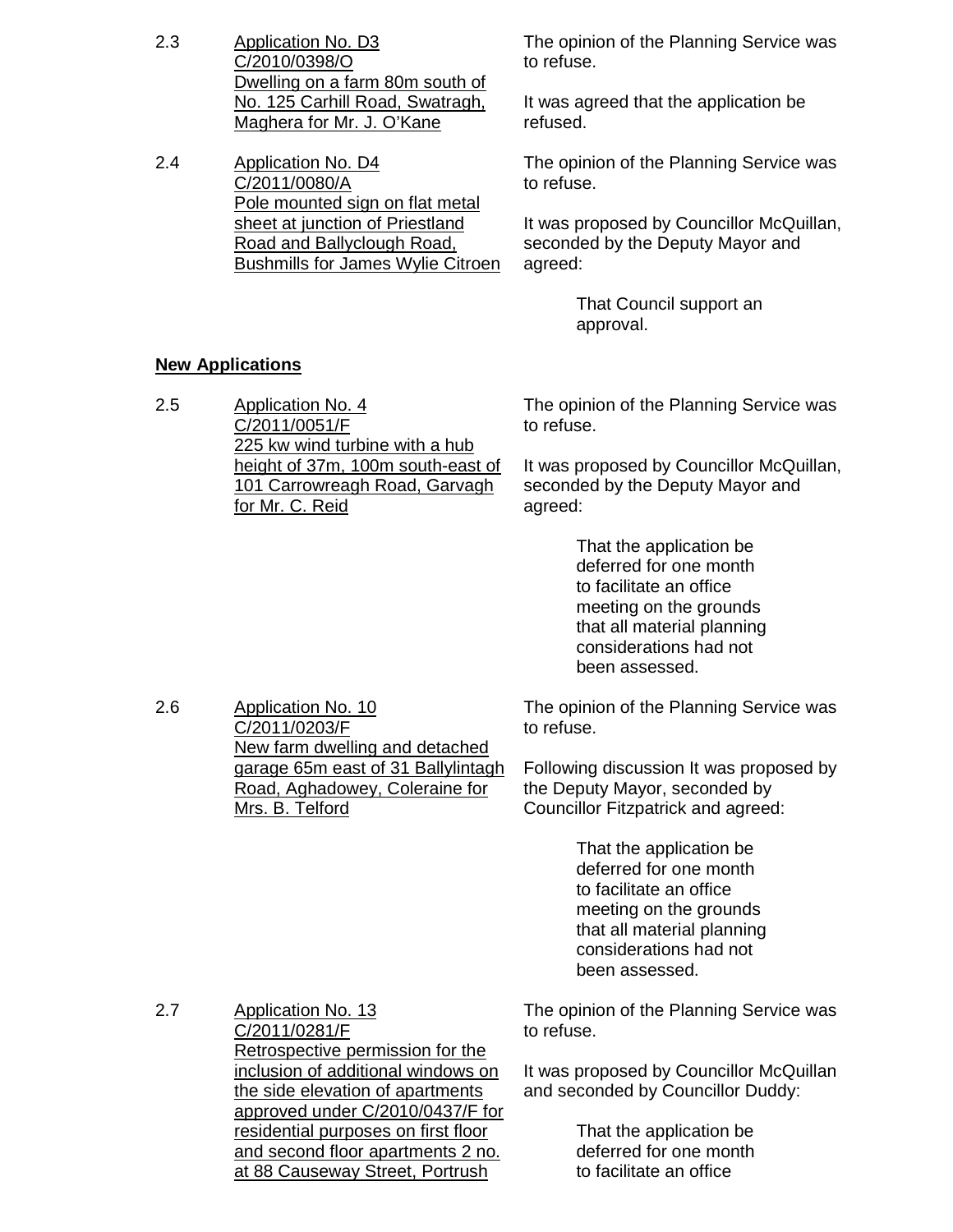2.3 Application No. D3
C/2010/0398/O
Dwelling on a farm 80m south of No. 125 Carhill Road, Swatragh, Maghera for Mr. J. O'Kane

The opinion of the Planning Service was to refuse.

It was agreed that the application be refused.

2.4 Application No. D4
C/2011/0080/A
Pole mounted sign on flat metal sheet at junction of Priestland Road and Ballyclough Road, Bushmills for James Wylie Citroen

The opinion of the Planning Service was to refuse.

It was proposed by Councillor McQuillan, seconded by the Deputy Mayor and agreed:

> That Council support an approval.

**New Applications**

2.5 Application No. 4
C/2011/0051/F
225 kw wind turbine with a hub height of 37m, 100m south-east of 101 Carrowreagh Road, Garvagh for Mr. C. Reid

The opinion of the Planning Service was to refuse.

It was proposed by Councillor McQuillan, seconded by the Deputy Mayor and agreed:

> That the application be deferred for one month to facilitate an office meeting on the grounds that all material planning considerations had not been assessed.

2.6 Application No. 10
C/2011/0203/F
New farm dwelling and detached garage 65m east of 31 Ballylintagh Road, Aghadowey, Coleraine for Mrs. B. Telford

The opinion of the Planning Service was to refuse.

Following discussion It was proposed by the Deputy Mayor, seconded by Councillor Fitzpatrick and agreed:

> That the application be deferred for one month to facilitate an office meeting on the grounds that all material planning considerations had not been assessed.

2.7 Application No. 13
C/2011/0281/F
Retrospective permission for the inclusion of additional windows on the side elevation of apartments approved under C/2010/0437/F for residential purposes on first floor and second floor apartments 2 no. at 88 Causeway Street, Portrush

The opinion of the Planning Service was to refuse.

It was proposed by Councillor McQuillan and seconded by Councillor Duddy:

> That the application be deferred for one month to facilitate an office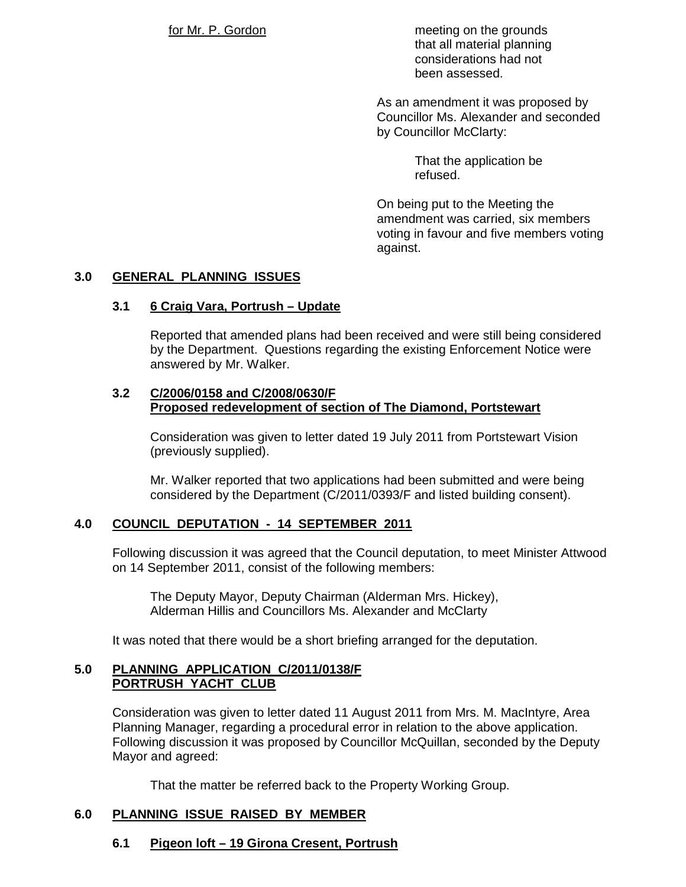for Mr. P. Gordon — meeting on the grounds that all material planning considerations had not been assessed.

As an amendment it was proposed by Councillor Ms. Alexander and seconded by Councillor McClarty:

> That the application be refused.

On being put to the Meeting the amendment was carried, six members voting in favour and five members voting against.

## 3.0 GENERAL PLANNING ISSUES

### 3.1 6 Craig Vara, Portrush – Update

Reported that amended plans had been received and were still being considered by the Department. Questions regarding the existing Enforcement Notice were answered by Mr. Walker.

### 3.2 C/2006/0158 and C/2008/0630/F Proposed redevelopment of section of The Diamond, Portstewart

Consideration was given to letter dated 19 July 2011 from Portstewart Vision (previously supplied).

Mr. Walker reported that two applications had been submitted and were being considered by the Department (C/2011/0393/F and listed building consent).

## 4.0 COUNCIL DEPUTATION - 14 SEPTEMBER 2011

Following discussion it was agreed that the Council deputation, to meet Minister Attwood on 14 September 2011, consist of the following members:

> The Deputy Mayor, Deputy Chairman (Alderman Mrs. Hickey), Alderman Hillis and Councillors Ms. Alexander and McClarty

It was noted that there would be a short briefing arranged for the deputation.

## 5.0 PLANNING APPLICATION C/2011/0138/F PORTRUSH YACHT CLUB

Consideration was given to letter dated 11 August 2011 from Mrs. M. MacIntyre, Area Planning Manager, regarding a procedural error in relation to the above application. Following discussion it was proposed by Councillor McQuillan, seconded by the Deputy Mayor and agreed:

> That the matter be referred back to the Property Working Group.

## 6.0 PLANNING ISSUE RAISED BY MEMBER

### 6.1 Pigeon loft – 19 Girona Cresent, Portrush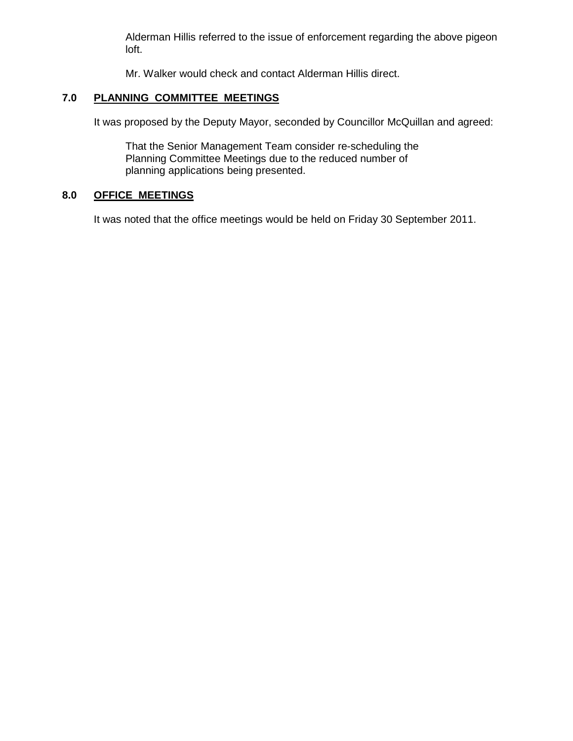Alderman Hillis referred to the issue of enforcement regarding the above pigeon loft.

Mr. Walker would check and contact Alderman Hillis direct.

## 7.0 PLANNING COMMITTEE MEETINGS

It was proposed by the Deputy Mayor, seconded by Councillor McQuillan and agreed:

> That the Senior Management Team consider re-scheduling the Planning Committee Meetings due to the reduced number of planning applications being presented.

## 8.0 OFFICE MEETINGS

It was noted that the office meetings would be held on Friday 30 September 2011.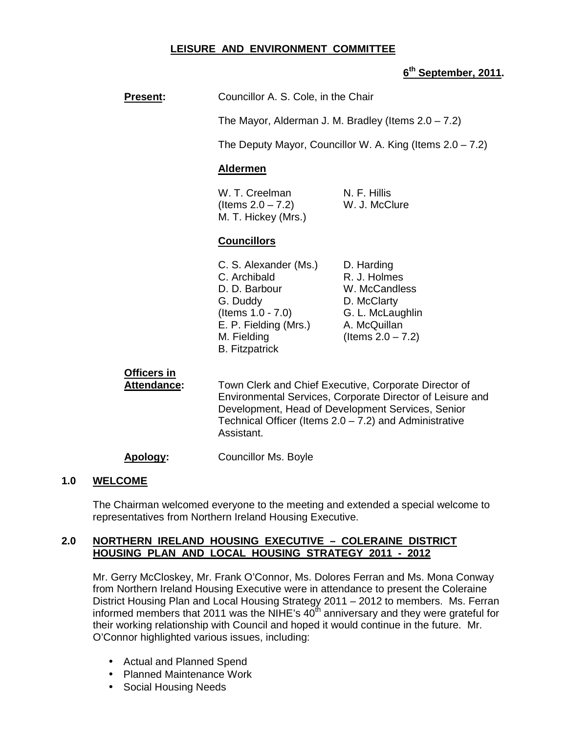**LEISURE AND ENVIRONMENT COMMITTEE**

**6th September, 2011.**

**Present:** Councillor A. S. Cole, in the Chair

The Mayor, Alderman J. M. Bradley (Items 2.0 – 7.2)

The Deputy Mayor, Councillor W. A. King (Items 2.0 – 7.2)

**Aldermen**

W. T. Creelman (Items 2.0 – 7.2)
M. T. Hickey (Mrs.)
N. F. Hillis
W. J. McClure

**Councillors**

C. S. Alexander (Ms.)
C. Archibald
D. D. Barbour
G. Duddy (Items 1.0 - 7.0)
E. P. Fielding (Mrs.)
M. Fielding
B. Fitzpatrick
D. Harding
R. J. Holmes
W. McCandless
D. McClarty
G. L. McLaughlin
A. McQuillan (Items 2.0 – 7.2)

**Officers in Attendance:** Town Clerk and Chief Executive, Corporate Director of Environmental Services, Corporate Director of Leisure and Development, Head of Development Services, Senior Technical Officer (Items 2.0 – 7.2) and Administrative Assistant.

**Apology:** Councillor Ms. Boyle

## 1.0 WELCOME

The Chairman welcomed everyone to the meeting and extended a special welcome to representatives from Northern Ireland Housing Executive.

## 2.0 NORTHERN IRELAND HOUSING EXECUTIVE – COLERAINE DISTRICT HOUSING PLAN AND LOCAL HOUSING STRATEGY 2011 - 2012

Mr. Gerry McCloskey, Mr. Frank O'Connor, Ms. Dolores Ferran and Ms. Mona Conway from Northern Ireland Housing Executive were in attendance to present the Coleraine District Housing Plan and Local Housing Strategy 2011 – 2012 to members. Ms. Ferran informed members that 2011 was the NIHE's 40th anniversary and they were grateful for their working relationship with Council and hoped it would continue in the future. Mr. O'Connor highlighted various issues, including:

- Actual and Planned Spend
- Planned Maintenance Work
- Social Housing Needs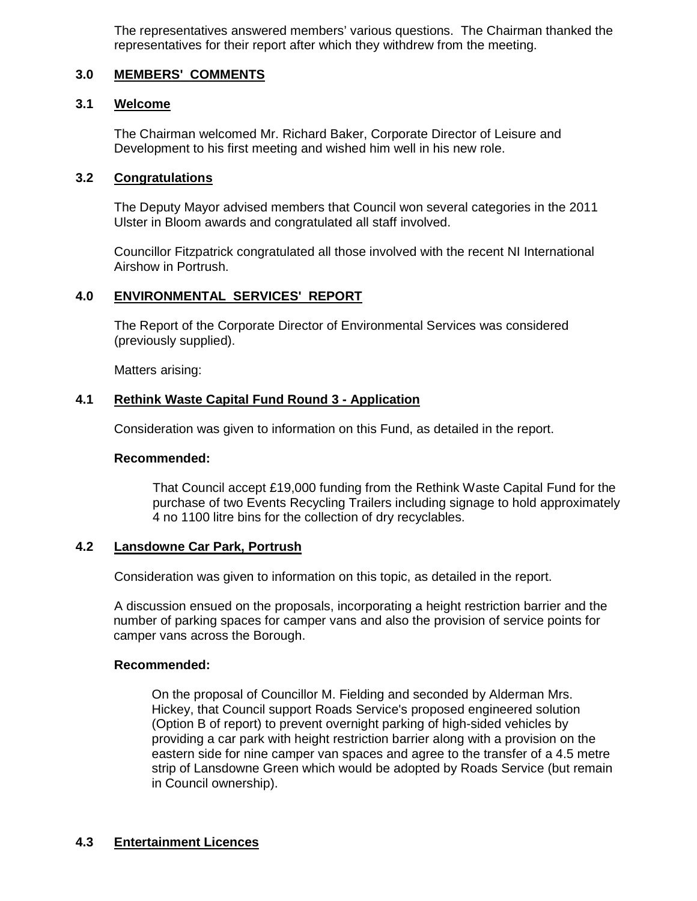The representatives answered members' various questions. The Chairman thanked the representatives for their report after which they withdrew from the meeting.

## 3.0 MEMBERS' COMMENTS

### 3.1 Welcome

The Chairman welcomed Mr. Richard Baker, Corporate Director of Leisure and Development to his first meeting and wished him well in his new role.

### 3.2 Congratulations

The Deputy Mayor advised members that Council won several categories in the 2011 Ulster in Bloom awards and congratulated all staff involved.

Councillor Fitzpatrick congratulated all those involved with the recent NI International Airshow in Portrush.

## 4.0 ENVIRONMENTAL SERVICES' REPORT

The Report of the Corporate Director of Environmental Services was considered (previously supplied).

Matters arising:

### 4.1 Rethink Waste Capital Fund Round 3 - Application

Consideration was given to information on this Fund, as detailed in the report.

**Recommended:**

That Council accept £19,000 funding from the Rethink Waste Capital Fund for the purchase of two Events Recycling Trailers including signage to hold approximately 4 no 1100 litre bins for the collection of dry recyclables.

### 4.2 Lansdowne Car Park, Portrush

Consideration was given to information on this topic, as detailed in the report.

A discussion ensued on the proposals, incorporating a height restriction barrier and the number of parking spaces for camper vans and also the provision of service points for camper vans across the Borough.

**Recommended:**

On the proposal of Councillor M. Fielding and seconded by Alderman Mrs. Hickey, that Council support Roads Service's proposed engineered solution (Option B of report) to prevent overnight parking of high-sided vehicles by providing a car park with height restriction barrier along with a provision on the eastern side for nine camper van spaces and agree to the transfer of a 4.5 metre strip of Lansdowne Green which would be adopted by Roads Service (but remain in Council ownership).

### 4.3 Entertainment Licences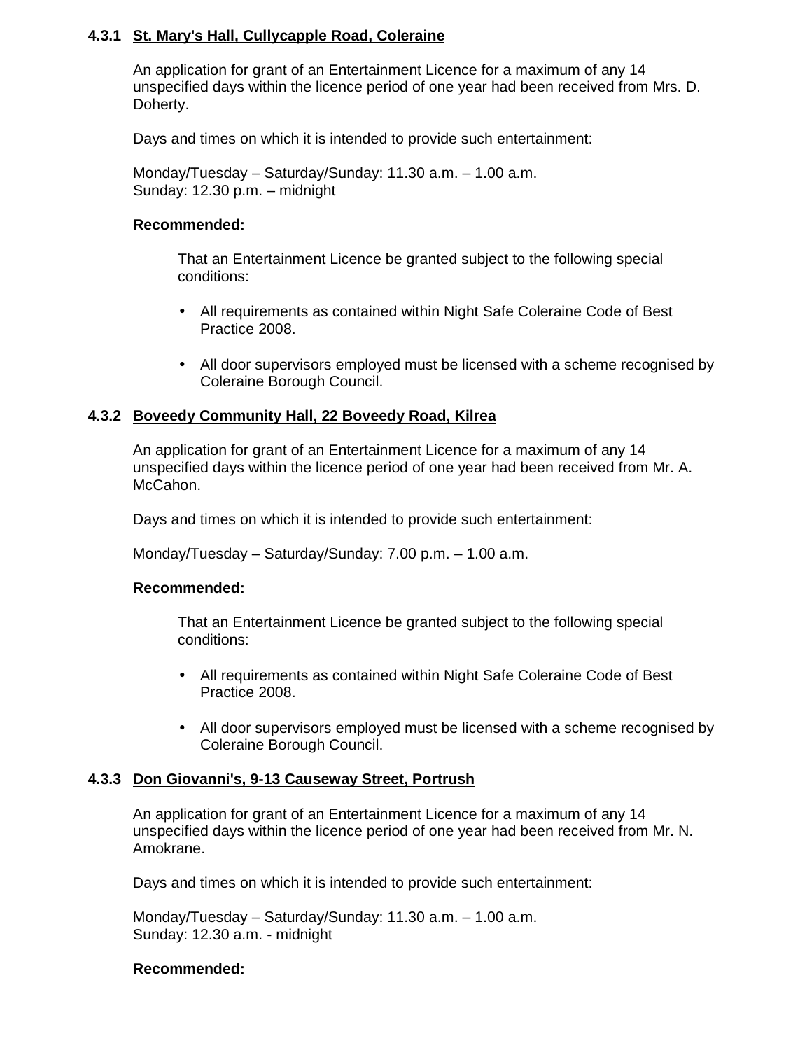#### 4.3.1 St. Mary's Hall, Cullycapple Road, Coleraine

An application for grant of an Entertainment Licence for a maximum of any 14 unspecified days within the licence period of one year had been received from Mrs. D. Doherty.

Days and times on which it is intended to provide such entertainment:

Monday/Tuesday – Saturday/Sunday: 11.30 a.m. – 1.00 a.m.
Sunday: 12.30 p.m. – midnight

**Recommended:**

That an Entertainment Licence be granted subject to the following special conditions:

- All requirements as contained within Night Safe Coleraine Code of Best Practice 2008.
- All door supervisors employed must be licensed with a scheme recognised by Coleraine Borough Council.

#### 4.3.2 Boveedy Community Hall, 22 Boveedy Road, Kilrea

An application for grant of an Entertainment Licence for a maximum of any 14 unspecified days within the licence period of one year had been received from Mr. A. McCahon.

Days and times on which it is intended to provide such entertainment:

Monday/Tuesday – Saturday/Sunday: 7.00 p.m. – 1.00 a.m.

**Recommended:**

That an Entertainment Licence be granted subject to the following special conditions:

- All requirements as contained within Night Safe Coleraine Code of Best Practice 2008.
- All door supervisors employed must be licensed with a scheme recognised by Coleraine Borough Council.

#### 4.3.3 Don Giovanni's, 9-13 Causeway Street, Portrush

An application for grant of an Entertainment Licence for a maximum of any 14 unspecified days within the licence period of one year had been received from Mr. N. Amokrane.

Days and times on which it is intended to provide such entertainment:

Monday/Tuesday – Saturday/Sunday: 11.30 a.m. – 1.00 a.m.
Sunday: 12.30 a.m. - midnight

**Recommended:**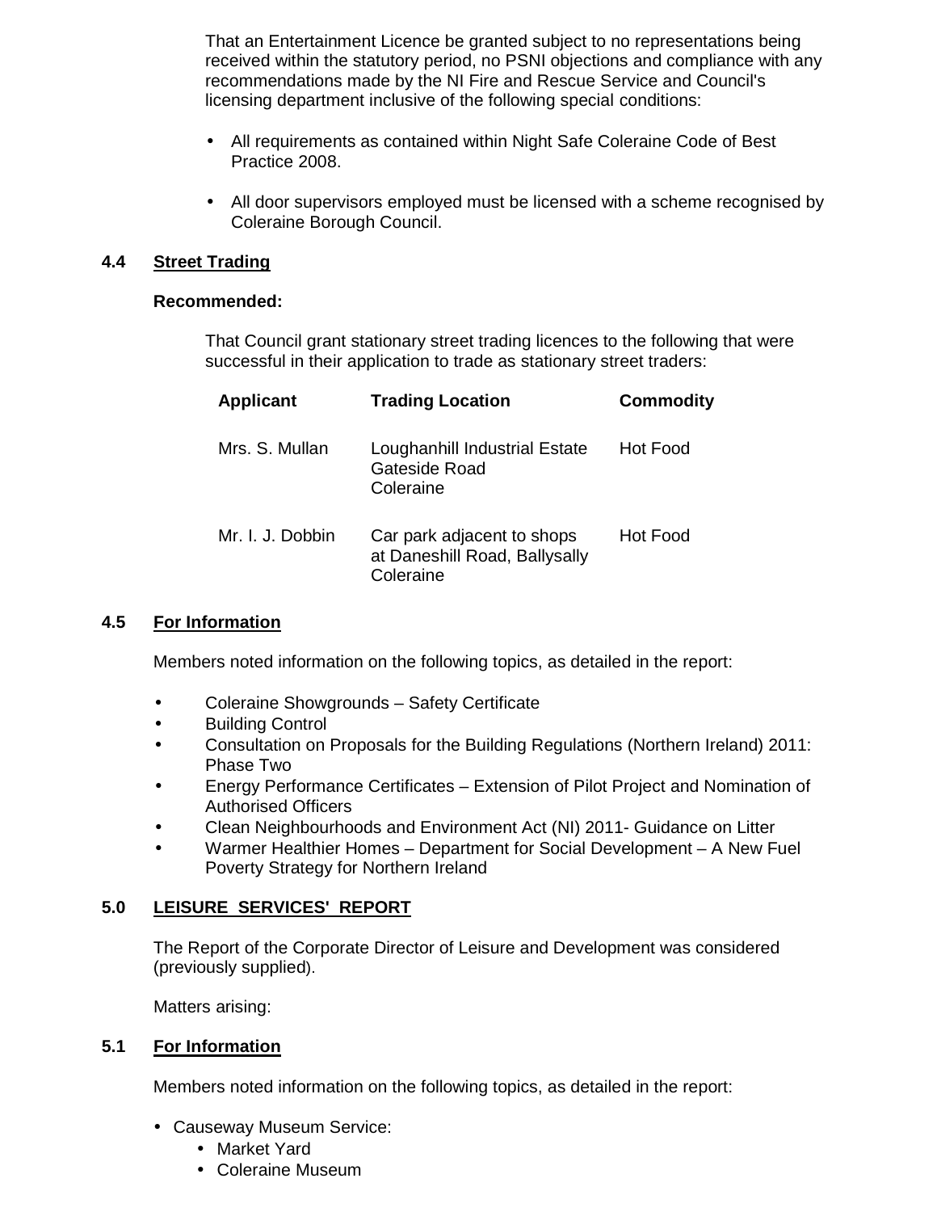That an Entertainment Licence be granted subject to no representations being received within the statutory period, no PSNI objections and compliance with any recommendations made by the NI Fire and Rescue Service and Council's licensing department inclusive of the following special conditions:

- All requirements as contained within Night Safe Coleraine Code of Best Practice 2008.
- All door supervisors employed must be licensed with a scheme recognised by Coleraine Borough Council.

### 4.4 Street Trading

**Recommended:**

That Council grant stationary street trading licences to the following that were successful in their application to trade as stationary street traders:

| Applicant | Trading Location | Commodity |
|---|---|---|
| Mrs. S. Mullan | Loughanhill Industrial Estate Gateside Road Coleraine | Hot Food |
| Mr. I. J. Dobbin | Car park adjacent to shops at Daneshill Road, Ballysally Coleraine | Hot Food |

### 4.5 For Information

Members noted information on the following topics, as detailed in the report:

- Coleraine Showgrounds – Safety Certificate
- Building Control
- Consultation on Proposals for the Building Regulations (Northern Ireland) 2011: Phase Two
- Energy Performance Certificates – Extension of Pilot Project and Nomination of Authorised Officers
- Clean Neighbourhoods and Environment Act (NI) 2011- Guidance on Litter
- Warmer Healthier Homes – Department for Social Development – A New Fuel Poverty Strategy for Northern Ireland

## 5.0 LEISURE SERVICES' REPORT

The Report of the Corporate Director of Leisure and Development was considered (previously supplied).

Matters arising:

### 5.1 For Information

Members noted information on the following topics, as detailed in the report:

- Causeway Museum Service:
  - Market Yard
  - Coleraine Museum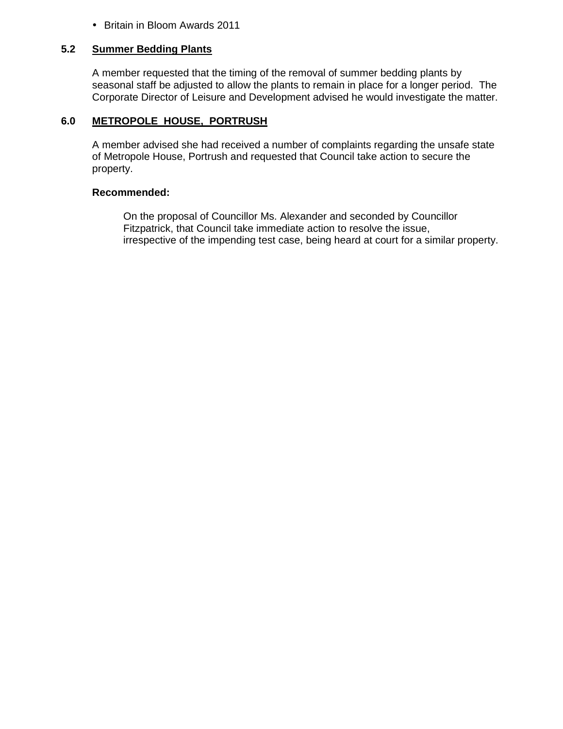- Britain in Bloom Awards 2011

**5.2 Summer Bedding Plants**

A member requested that the timing of the removal of summer bedding plants by seasonal staff be adjusted to allow the plants to remain in place for a longer period. The Corporate Director of Leisure and Development advised he would investigate the matter.

**6.0 METROPOLE HOUSE, PORTRUSH**

A member advised she had received a number of complaints regarding the unsafe state of Metropole House, Portrush and requested that Council take action to secure the property.

**Recommended:**

On the proposal of Councillor Ms. Alexander and seconded by Councillor Fitzpatrick, that Council take immediate action to resolve the issue, irrespective of the impending test case, being heard at court for a similar property.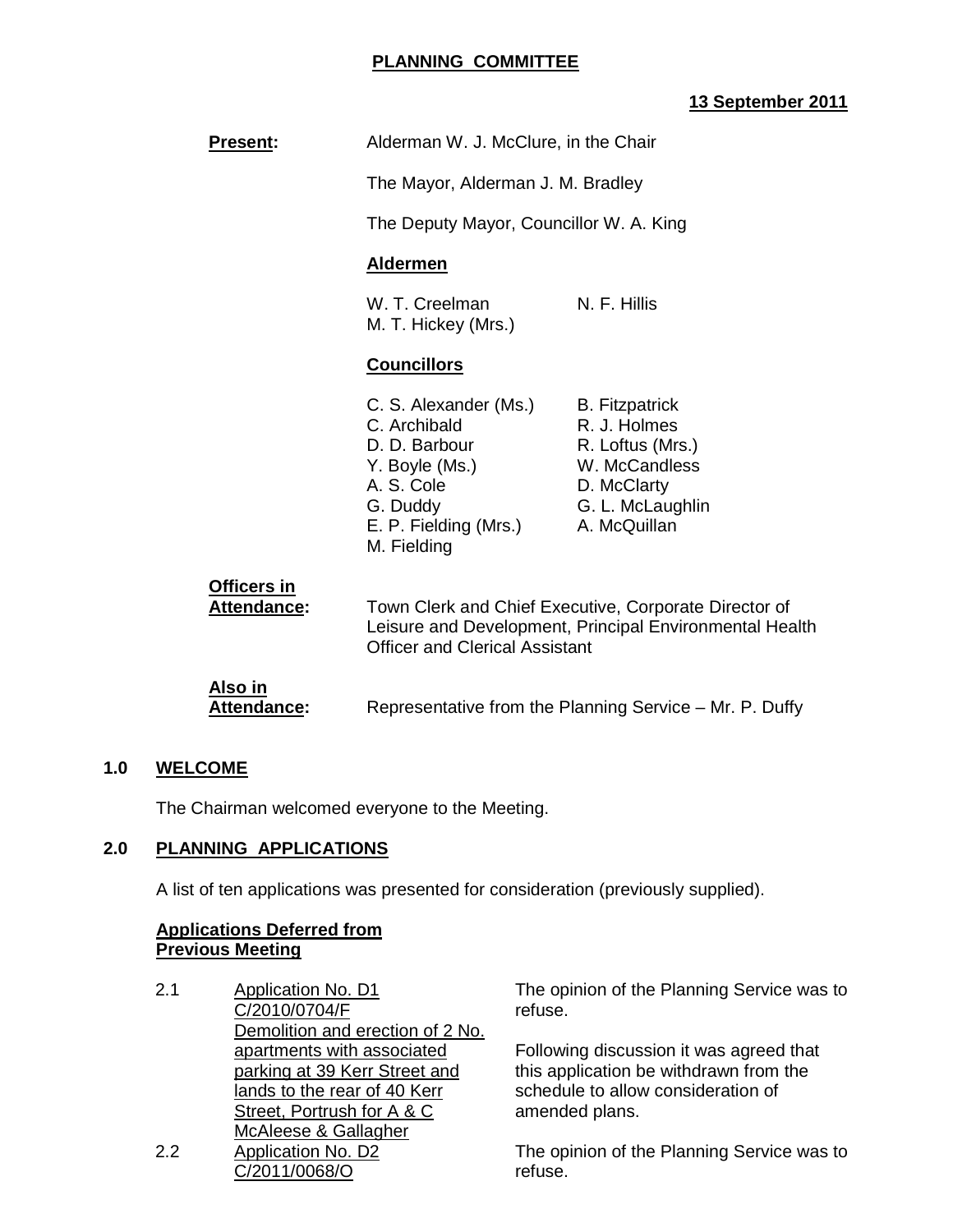**PLANNING COMMITTEE**

**13 September 2011**

**Present:** Alderman W. J. McClure, in the Chair

The Mayor, Alderman J. M. Bradley

The Deputy Mayor, Councillor W. A. King

**Aldermen**

W. T. Creelman
M. T. Hickey (Mrs.)
N. F. Hillis

**Councillors**

C. S. Alexander (Ms.)
C. Archibald
D. D. Barbour
Y. Boyle (Ms.)
A. S. Cole
G. Duddy
E. P. Fielding (Mrs.)
M. Fielding
B. Fitzpatrick
R. J. Holmes
R. Loftus (Mrs.)
W. McCandless
D. McClarty
G. L. McLaughlin
A. McQuillan

**Officers in Attendance:** Town Clerk and Chief Executive, Corporate Director of Leisure and Development, Principal Environmental Health Officer and Clerical Assistant

**Also in Attendance:** Representative from the Planning Service – Mr. P. Duffy

## 1.0 WELCOME

The Chairman welcomed everyone to the Meeting.

## 2.0 PLANNING APPLICATIONS

A list of ten applications was presented for consideration (previously supplied).

**Applications Deferred from Previous Meeting**

2.1 Application No. D1
C/2010/0704/F
Demolition and erection of 2 No. apartments with associated parking at 39 Kerr Street and lands to the rear of 40 Kerr Street, Portrush for A & C McAleese & Gallagher

The opinion of the Planning Service was to refuse.

Following discussion it was agreed that this application be withdrawn from the schedule to allow consideration of amended plans.

2.2 Application No. D2
C/2011/0068/O

The opinion of the Planning Service was to refuse.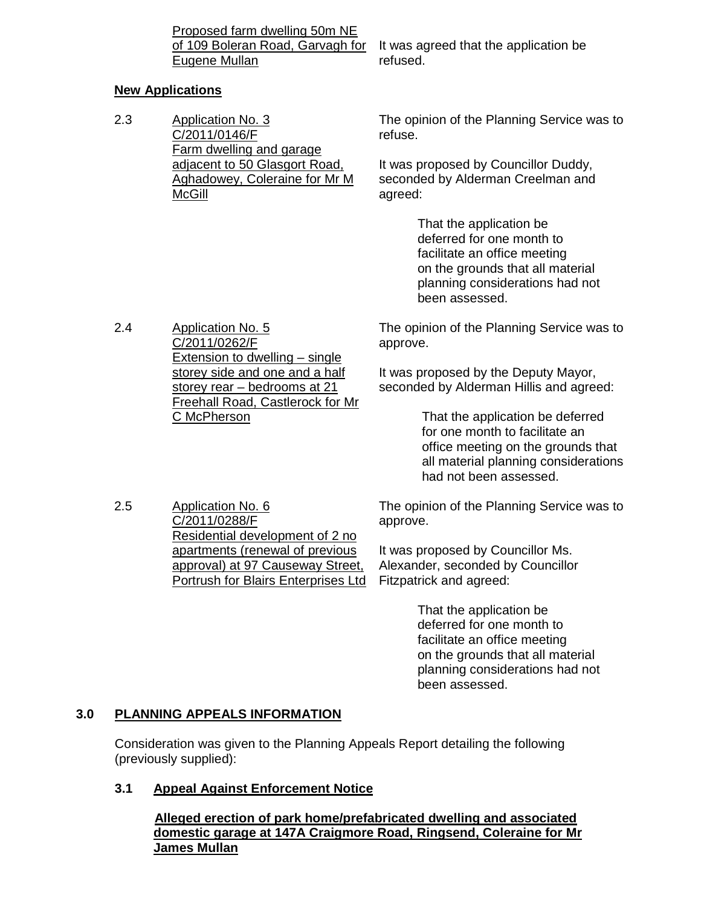Proposed farm dwelling 50m NE of 109 Boleran Road, Garvagh for Eugene Mullan

It was agreed that the application be refused.

**New Applications**

2.3 Application No. 3
C/2011/0146/F
Farm dwelling and garage adjacent to 50 Glasgort Road, Aghadowey, Coleraine for Mr M McGill

The opinion of the Planning Service was to refuse.

It was proposed by Councillor Duddy, seconded by Alderman Creelman and agreed:

> That the application be deferred for one month to facilitate an office meeting on the grounds that all material planning considerations had not been assessed.

2.4 Application No. 5
C/2011/0262/F
Extension to dwelling – single storey side and one and a half storey rear – bedrooms at 21 Freehall Road, Castlerock for Mr C McPherson

The opinion of the Planning Service was to approve.

It was proposed by the Deputy Mayor, seconded by Alderman Hillis and agreed:

> That the application be deferred for one month to facilitate an office meeting on the grounds that all material planning considerations had not been assessed.

2.5 Application No. 6
C/2011/0288/F
Residential development of 2 no apartments (renewal of previous approval) at 97 Causeway Street, Portrush for Blairs Enterprises Ltd

The opinion of the Planning Service was to approve.

It was proposed by Councillor Ms. Alexander, seconded by Councillor Fitzpatrick and agreed:

> That the application be deferred for one month to facilitate an office meeting on the grounds that all material planning considerations had not been assessed.

## 3.0 PLANNING APPEALS INFORMATION

Consideration was given to the Planning Appeals Report detailing the following (previously supplied):

### 3.1 Appeal Against Enforcement Notice

**Alleged erection of park home/prefabricated dwelling and associated domestic garage at 147A Craigmore Road, Ringsend, Coleraine for Mr James Mullan**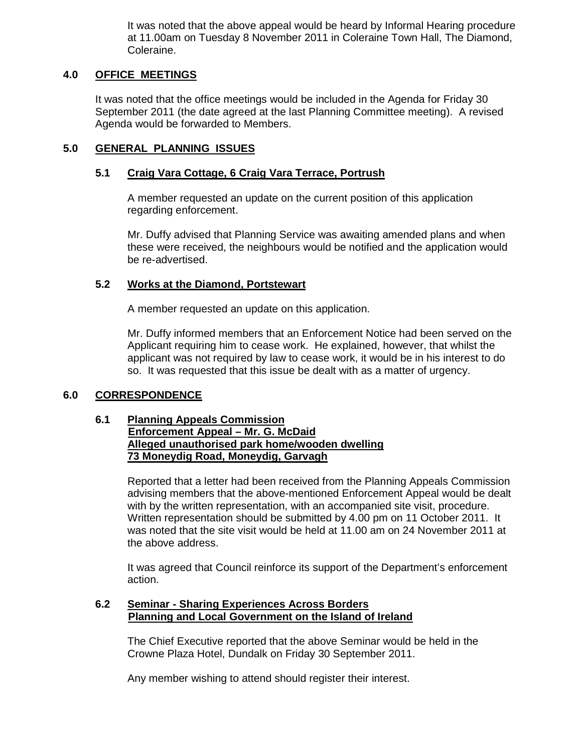It was noted that the above appeal would be heard by Informal Hearing procedure at 11.00am on Tuesday 8 November 2011 in Coleraine Town Hall, The Diamond, Coleraine.

## 4.0 OFFICE MEETINGS

It was noted that the office meetings would be included in the Agenda for Friday 30 September 2011 (the date agreed at the last Planning Committee meeting). A revised Agenda would be forwarded to Members.

## 5.0 GENERAL PLANNING ISSUES

### 5.1 Craig Vara Cottage, 6 Craig Vara Terrace, Portrush

A member requested an update on the current position of this application regarding enforcement.

Mr. Duffy advised that Planning Service was awaiting amended plans and when these were received, the neighbours would be notified and the application would be re-advertised.

### 5.2 Works at the Diamond, Portstewart

A member requested an update on this application.

Mr. Duffy informed members that an Enforcement Notice had been served on the Applicant requiring him to cease work. He explained, however, that whilst the applicant was not required by law to cease work, it would be in his interest to do so. It was requested that this issue be dealt with as a matter of urgency.

## 6.0 CORRESPONDENCE

### 6.1 Planning Appeals Commission Enforcement Appeal – Mr. G. McDaid Alleged unauthorised park home/wooden dwelling 73 Moneydig Road, Moneydig, Garvagh

Reported that a letter had been received from the Planning Appeals Commission advising members that the above-mentioned Enforcement Appeal would be dealt with by the written representation, with an accompanied site visit, procedure. Written representation should be submitted by 4.00 pm on 11 October 2011. It was noted that the site visit would be held at 11.00 am on 24 November 2011 at the above address.

It was agreed that Council reinforce its support of the Department's enforcement action.

### 6.2 Seminar - Sharing Experiences Across Borders Planning and Local Government on the Island of Ireland

The Chief Executive reported that the above Seminar would be held in the Crowne Plaza Hotel, Dundalk on Friday 30 September 2011.

Any member wishing to attend should register their interest.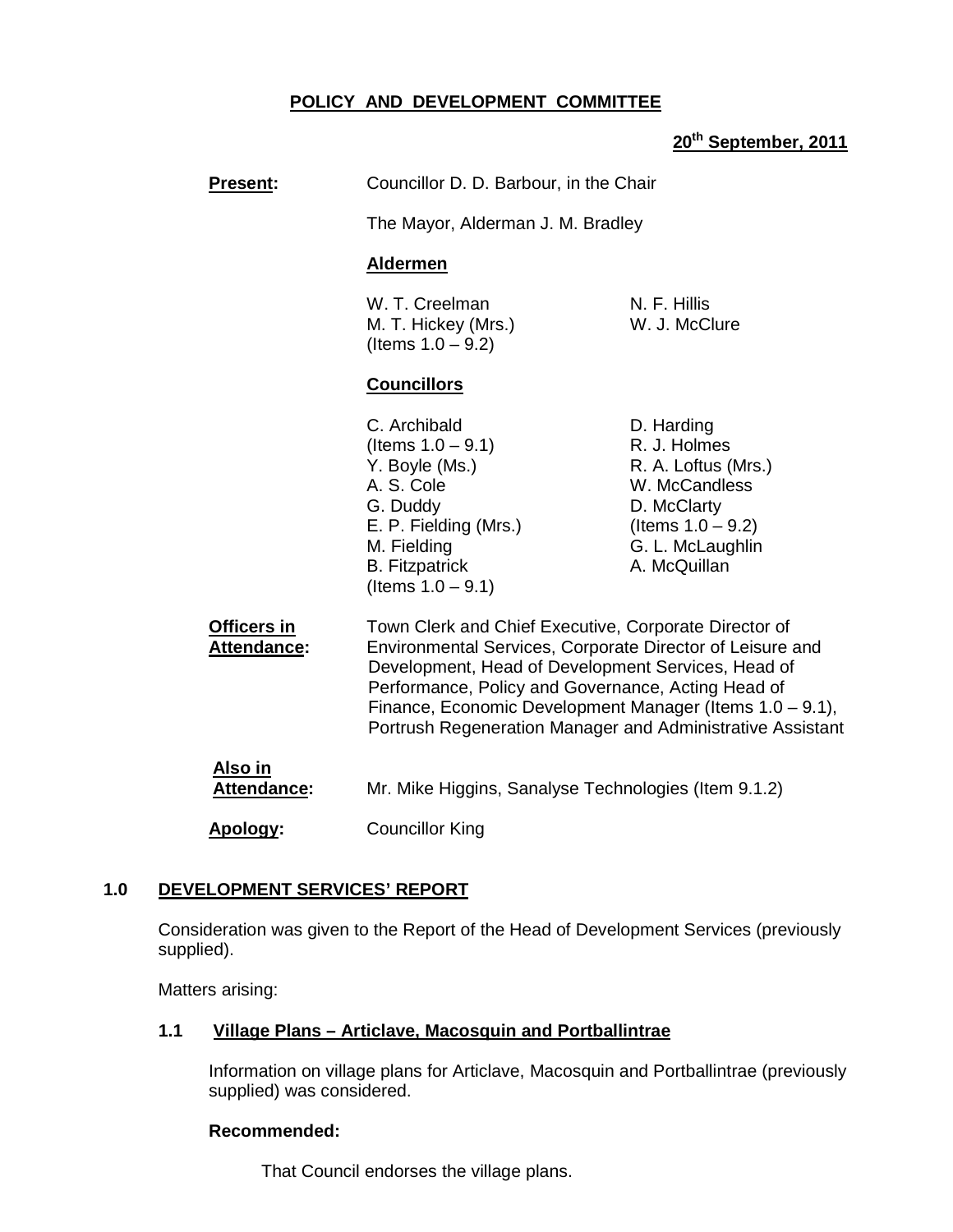**POLICY AND DEVELOPMENT COMMITTEE**

**20th September, 2011**

**Present:** Councillor D. D. Barbour, in the Chair

The Mayor, Alderman J. M. Bradley

**Aldermen**

W. T. Creelman
M. T. Hickey (Mrs.)
(Items 1.0 – 9.2)
N. F. Hillis
W. J. McClure

**Councillors**

C. Archibald
(Items 1.0 – 9.1)
Y. Boyle (Ms.)
A. S. Cole
G. Duddy
E. P. Fielding (Mrs.)
M. Fielding
B. Fitzpatrick
(Items 1.0 – 9.1)
D. Harding
R. J. Holmes
R. A. Loftus (Mrs.)
W. McCandless
D. McClarty
(Items 1.0 – 9.2)
G. L. McLaughlin
A. McQuillan

**Officers in Attendance:** Town Clerk and Chief Executive, Corporate Director of Environmental Services, Corporate Director of Leisure and Development, Head of Development Services, Head of Performance, Policy and Governance, Acting Head of Finance, Economic Development Manager (Items 1.0 – 9.1), Portrush Regeneration Manager and Administrative Assistant

**Also in Attendance:** Mr. Mike Higgins, Sanalyse Technologies (Item 9.1.2)

**Apology:** Councillor King

## 1.0 DEVELOPMENT SERVICES' REPORT

Consideration was given to the Report of the Head of Development Services (previously supplied).

Matters arising:

### 1.1 Village Plans – Articlave, Macosquin and Portballintrae

Information on village plans for Articlave, Macosquin and Portballintrae (previously supplied) was considered.

**Recommended:**

That Council endorses the village plans.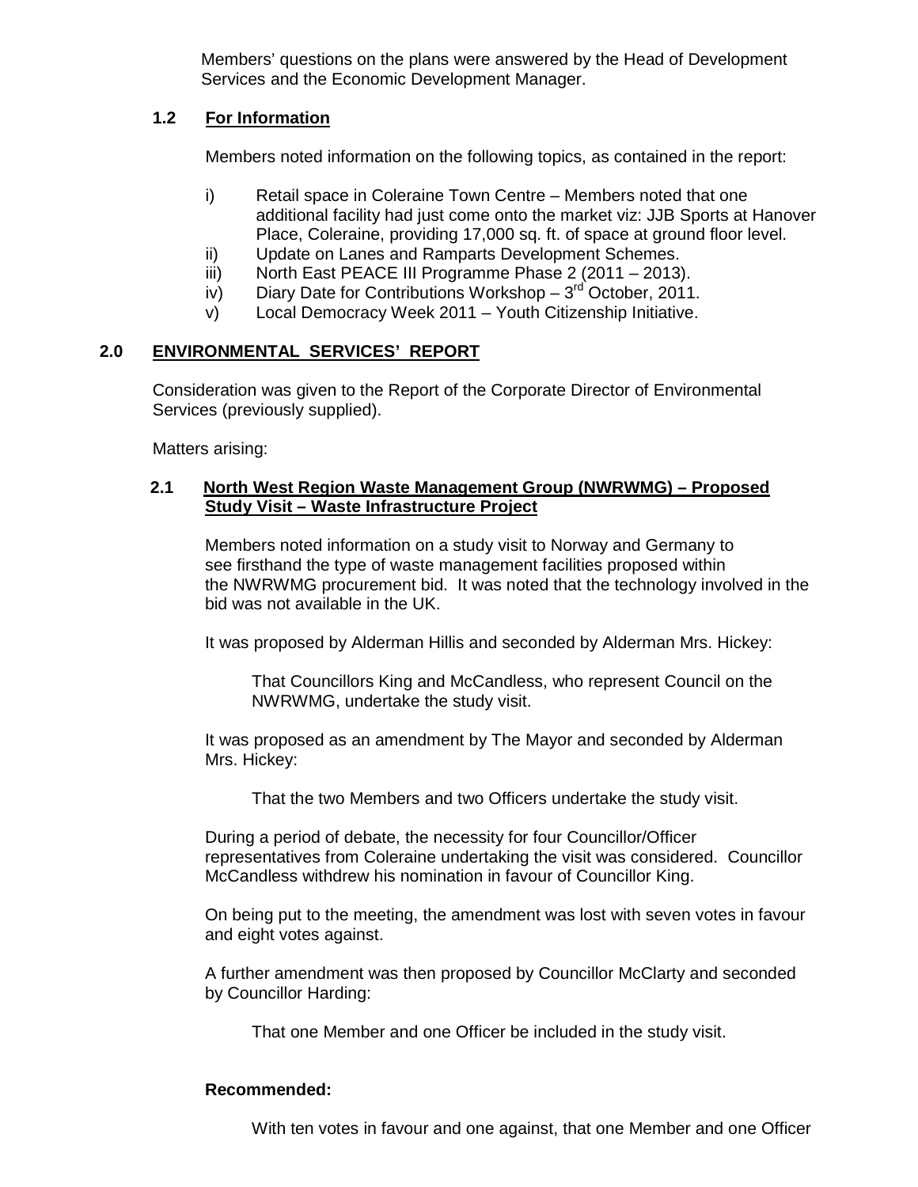Members' questions on the plans were answered by the Head of Development Services and the Economic Development Manager.

### 1.2 For Information

Members noted information on the following topics, as contained in the report:

i) Retail space in Coleraine Town Centre – Members noted that one additional facility had just come onto the market viz: JJB Sports at Hanover Place, Coleraine, providing 17,000 sq. ft. of space at ground floor level.
ii) Update on Lanes and Ramparts Development Schemes.
iii) North East PEACE III Programme Phase 2 (2011 – 2013).
iv) Diary Date for Contributions Workshop – 3rd October, 2011.
v) Local Democracy Week 2011 – Youth Citizenship Initiative.

## 2.0 ENVIRONMENTAL SERVICES' REPORT

Consideration was given to the Report of the Corporate Director of Environmental Services (previously supplied).

Matters arising:

### 2.1 North West Region Waste Management Group (NWRWMG) – Proposed Study Visit – Waste Infrastructure Project

Members noted information on a study visit to Norway and Germany to see firsthand the type of waste management facilities proposed within the NWRWMG procurement bid. It was noted that the technology involved in the bid was not available in the UK.

It was proposed by Alderman Hillis and seconded by Alderman Mrs. Hickey:

> That Councillors King and McCandless, who represent Council on the NWRWMG, undertake the study visit.

It was proposed as an amendment by The Mayor and seconded by Alderman Mrs. Hickey:

> That the two Members and two Officers undertake the study visit.

During a period of debate, the necessity for four Councillor/Officer representatives from Coleraine undertaking the visit was considered. Councillor McCandless withdrew his nomination in favour of Councillor King.

On being put to the meeting, the amendment was lost with seven votes in favour and eight votes against.

A further amendment was then proposed by Councillor McClarty and seconded by Councillor Harding:

> That one Member and one Officer be included in the study visit.

**Recommended:**

> With ten votes in favour and one against, that one Member and one Officer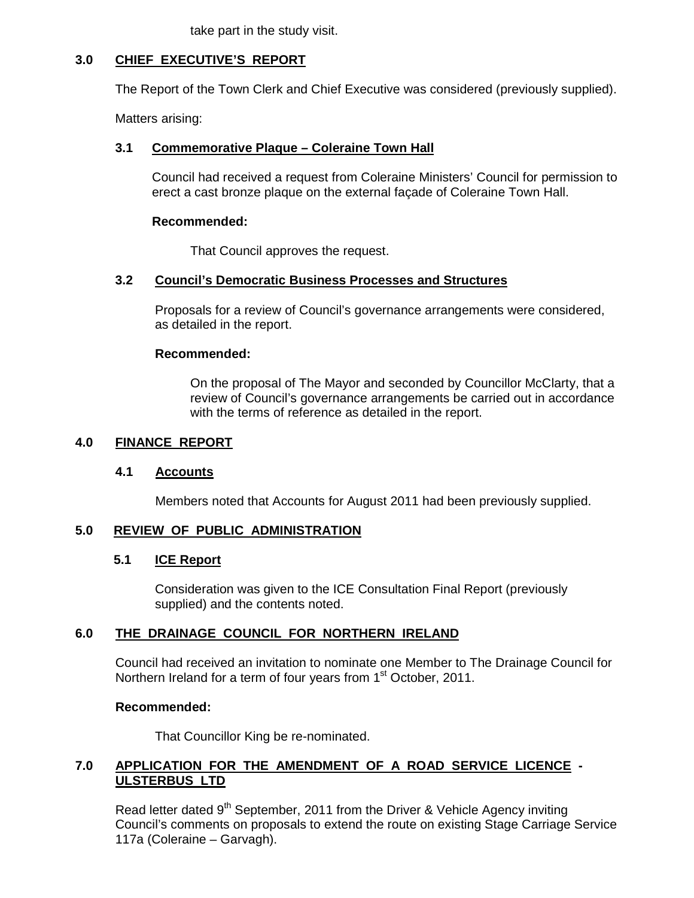take part in the study visit.

## 3.0 CHIEF EXECUTIVE'S REPORT

The Report of the Town Clerk and Chief Executive was considered (previously supplied).

Matters arising:

### 3.1 Commemorative Plaque – Coleraine Town Hall

Council had received a request from Coleraine Ministers' Council for permission to erect a cast bronze plaque on the external façade of Coleraine Town Hall.

**Recommended:**

That Council approves the request.

### 3.2 Council's Democratic Business Processes and Structures

Proposals for a review of Council's governance arrangements were considered, as detailed in the report.

**Recommended:**

On the proposal of The Mayor and seconded by Councillor McClarty, that a review of Council's governance arrangements be carried out in accordance with the terms of reference as detailed in the report.

## 4.0 FINANCE REPORT

### 4.1 Accounts

Members noted that Accounts for August 2011 had been previously supplied.

## 5.0 REVIEW OF PUBLIC ADMINISTRATION

### 5.1 ICE Report

Consideration was given to the ICE Consultation Final Report (previously supplied) and the contents noted.

## 6.0 THE DRAINAGE COUNCIL FOR NORTHERN IRELAND

Council had received an invitation to nominate one Member to The Drainage Council for Northern Ireland for a term of four years from 1st October, 2011.

**Recommended:**

That Councillor King be re-nominated.

## 7.0 APPLICATION FOR THE AMENDMENT OF A ROAD SERVICE LICENCE - ULSTERBUS LTD

Read letter dated 9th September, 2011 from the Driver & Vehicle Agency inviting Council's comments on proposals to extend the route on existing Stage Carriage Service 117a (Coleraine – Garvagh).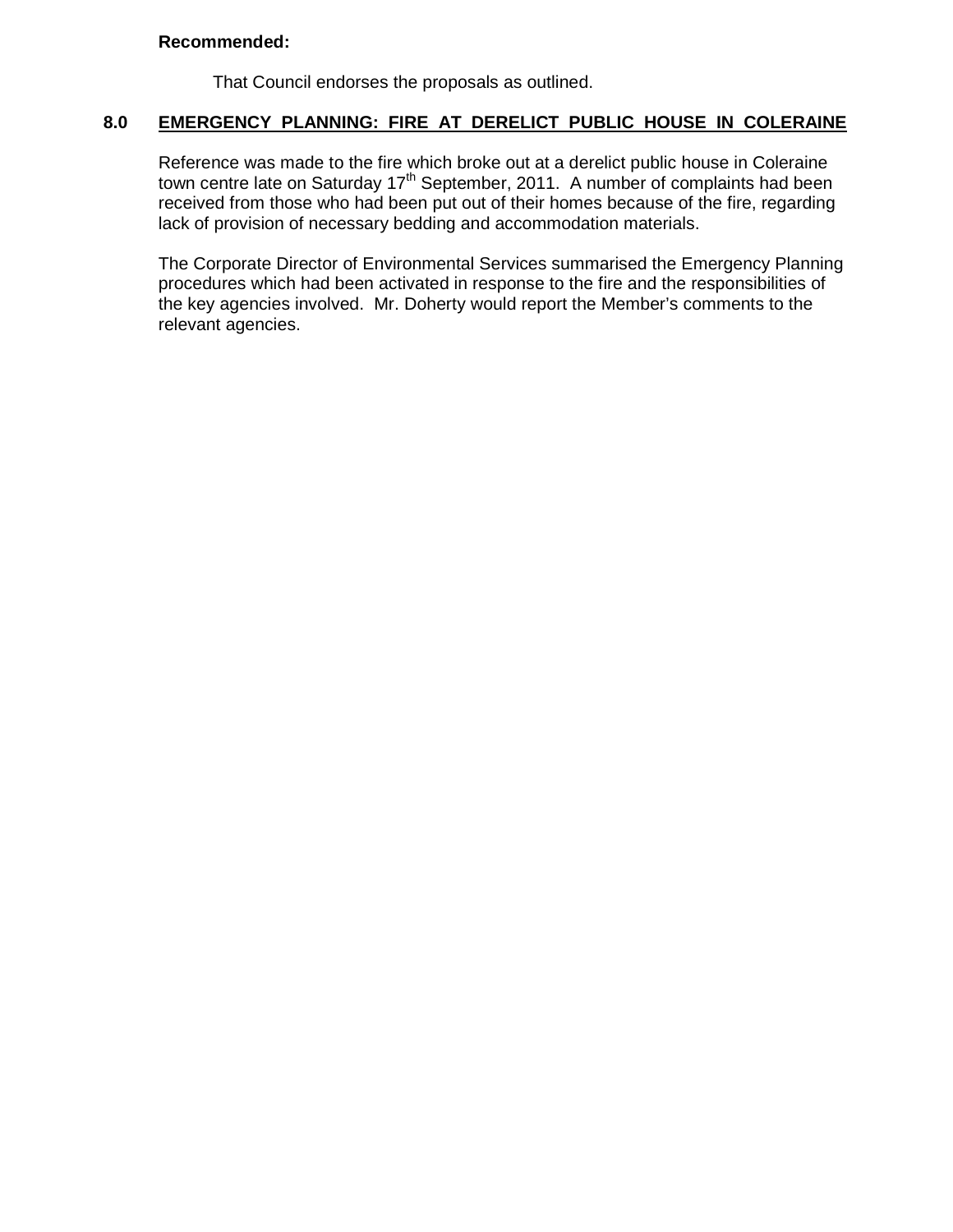**Recommended:**

That Council endorses the proposals as outlined.

## 8.0 EMERGENCY PLANNING: FIRE AT DERELICT PUBLIC HOUSE IN COLERAINE

Reference was made to the fire which broke out at a derelict public house in Coleraine town centre late on Saturday 17th September, 2011. A number of complaints had been received from those who had been put out of their homes because of the fire, regarding lack of provision of necessary bedding and accommodation materials.

The Corporate Director of Environmental Services summarised the Emergency Planning procedures which had been activated in response to the fire and the responsibilities of the key agencies involved. Mr. Doherty would report the Member's comments to the relevant agencies.